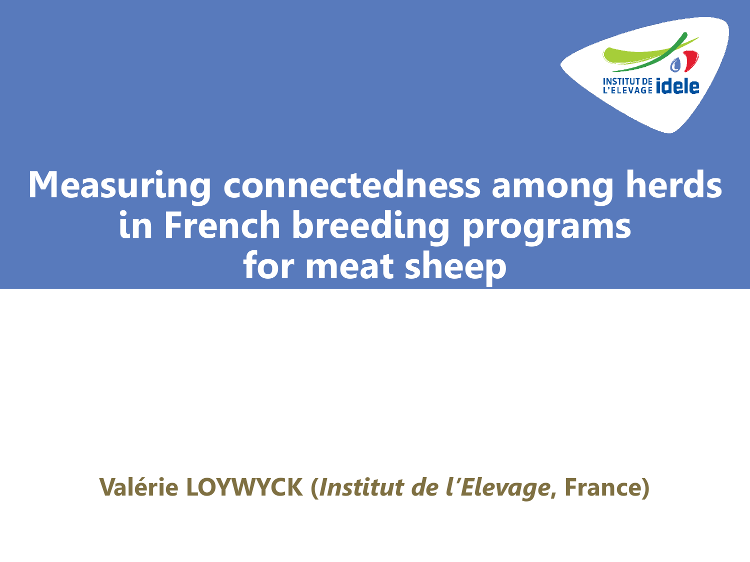# Measuring connectedness among herds in French breeding programs for meat sheep

**Valérie LOYWYCK (*Institut de l'Elevage*, France)**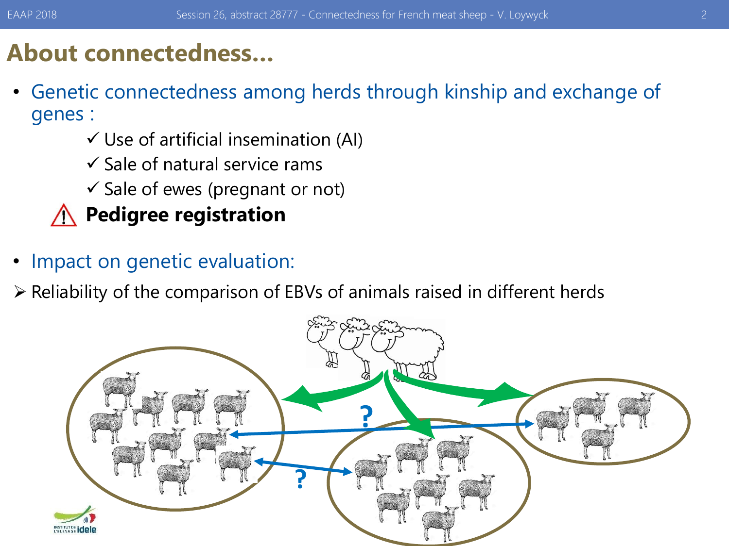# About connectedness…

- Genetic connectedness among herds through kinship and exchange of genes :
  - ✓ Use of artificial insemination (AI)
  - ✓ Sale of natural service rams
  - ✓ Sale of ewes (pregnant or not)
  - ⚠ **Pedigree registration**

- Impact on genetic evaluation:

➢ Reliability of the comparison of EBVs of animals raised in different herds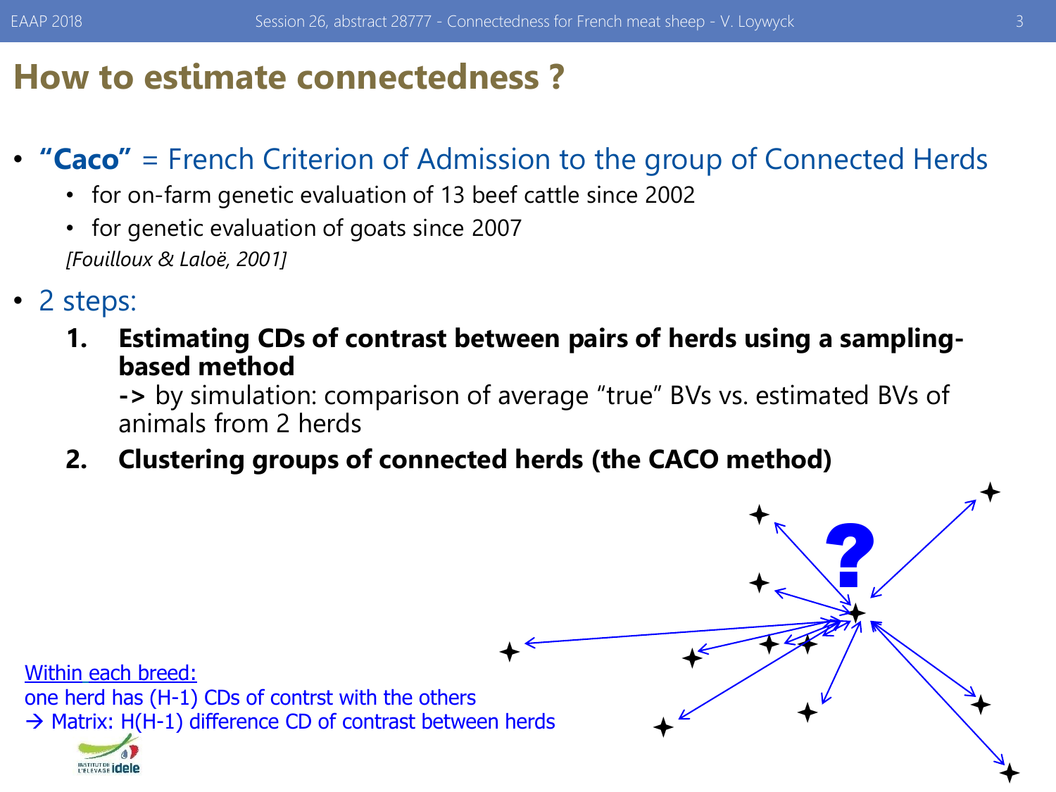# How to estimate connectedness ?

- **"Caco"** = French Criterion of Admission to the group of Connected Herds
  - for on-farm genetic evaluation of 13 beef cattle since 2002
  - for genetic evaluation of goats since 2007

  *[Fouilloux & Laloë, 2001]*

- 2 steps:
  1. **Estimating CDs of contrast between pairs of herds using a sampling-based method**
     **->** by simulation: comparison of average "true" BVs vs. estimated BVs of animals from 2 herds
  2. **Clustering groups of connected herds (the CACO method)**

Within each breed:
one herd has (H-1) CDs of contrst with the others
→ Matrix: H(H-1) difference CD of contrast between herds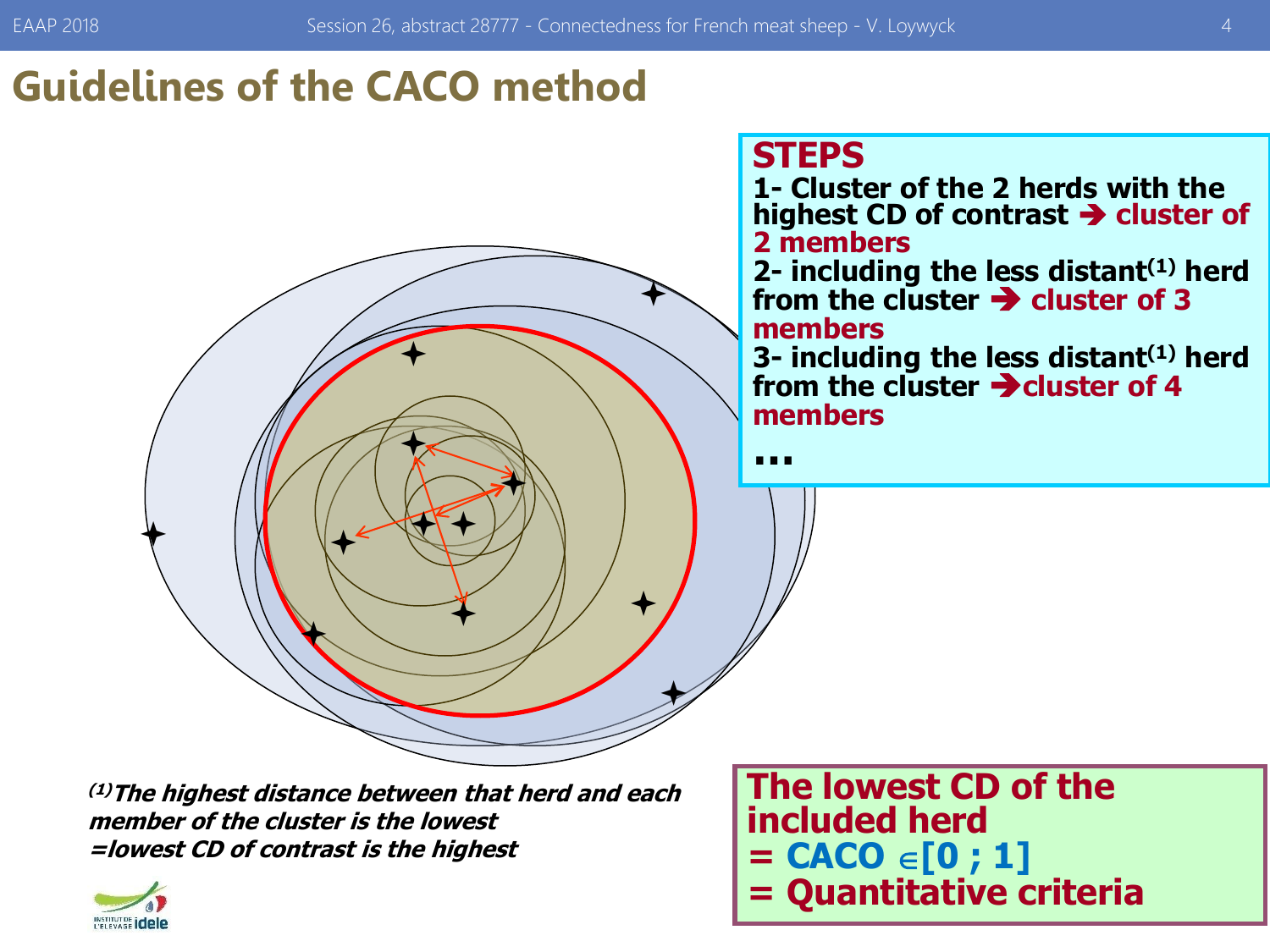# Guidelines of the CACO method

**STEPS**

**1- Cluster of the 2 herds with the highest CD of contrast ➔ cluster of 2 members**

**2- including the less distant[1] herd from the cluster ➔ cluster of 3 members**

**3- including the less distant[1] herd from the cluster ➔cluster of 4 members**

**...**

***[1] The highest distance between that herd and each member of the cluster is the lowest =lowest CD of contrast is the highest***

**The lowest CD of the included herd**
**= CACO ∈[0 ; 1]**
**= Quantitative criteria**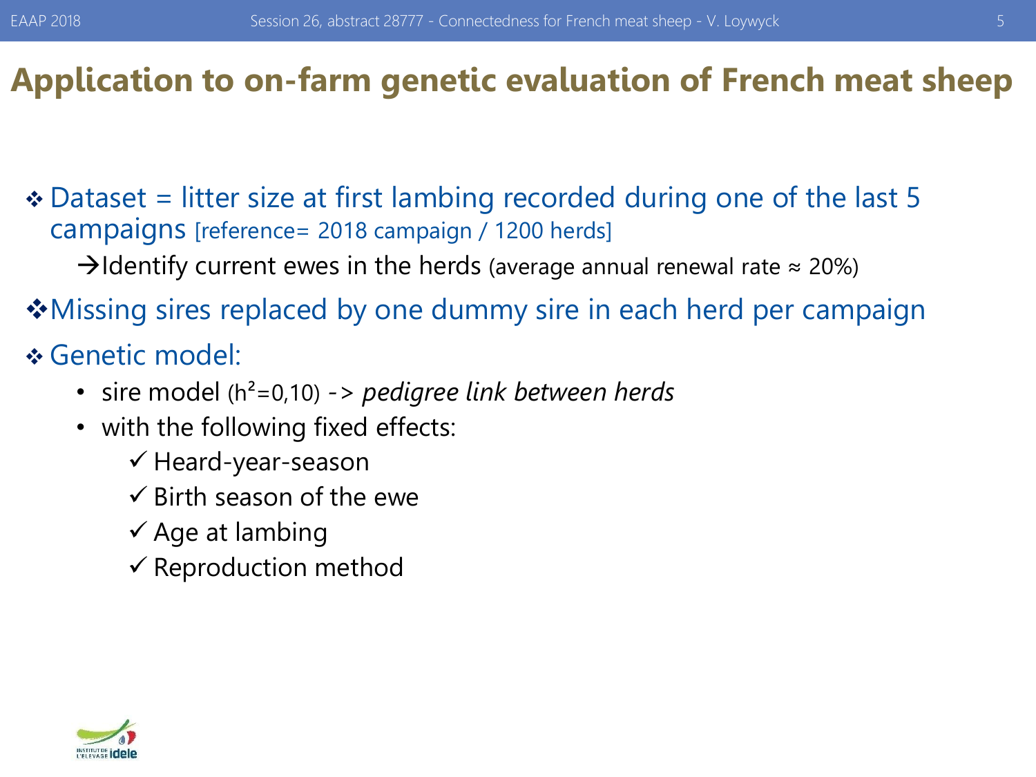# Application to on-farm genetic evaluation of French meat sheep

- ❖ Dataset = litter size at first lambing recorded during one of the last 5 campaigns [reference= 2018 campaign / 1200 herds]
  - → Identify current ewes in the herds (average annual renewal rate ≈ 20%)
- ❖ Missing sires replaced by one dummy sire in each herd per campaign
- ❖ Genetic model:
  - sire model ($h^2$=0,10) -> *pedigree link between herds*
  - with the following fixed effects:
    - ✓ Heard-year-season
    - ✓ Birth season of the ewe
    - ✓ Age at lambing
    - ✓ Reproduction method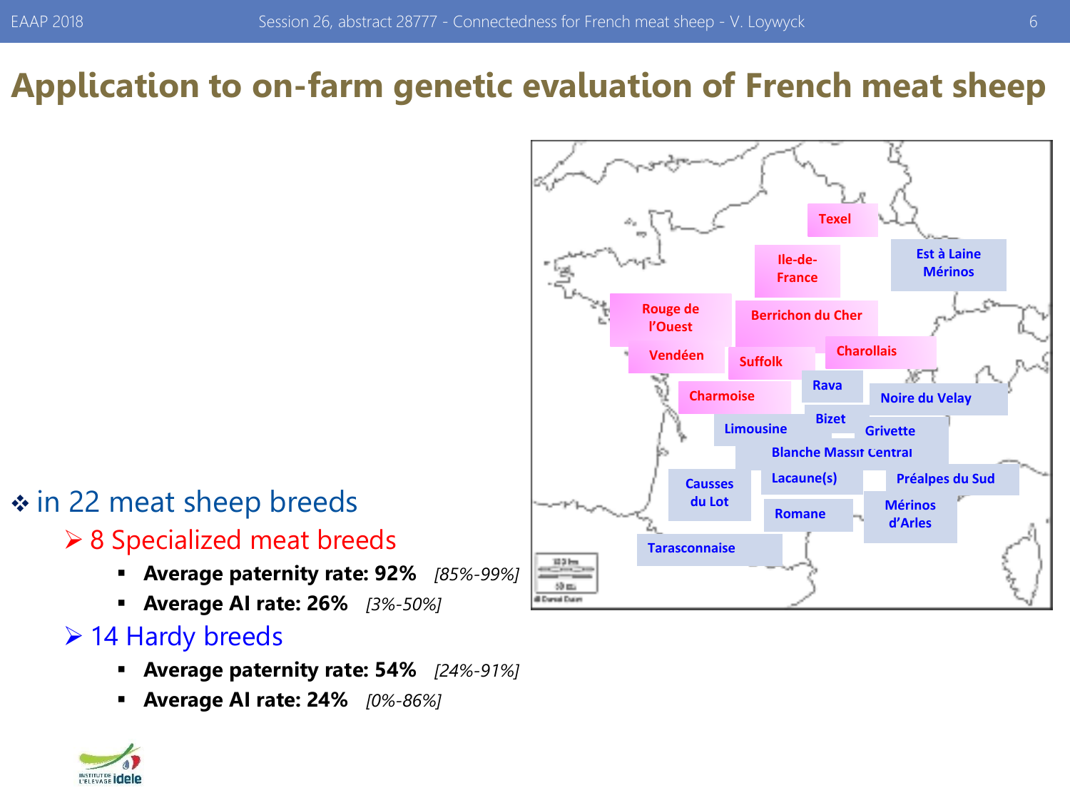# Application to on-farm genetic evaluation of French meat sheep

- in 22 meat sheep breeds
  - 8 Specialized meat breeds
    - **Average paternity rate: 92%** *[85%-99%]*
    - **Average AI rate: 26%** *[3%-50%]*
  - 14 Hardy breeds
    - **Average paternity rate: 54%** *[24%-91%]*
    - **Average AI rate: 24%** *[0%-86%]*

Texel
Ile-de-France
Est à Laine Mérinos
Rouge de l'Ouest
Berrichon du Cher
Vendéen
Suffolk
Charollais
Rava
Charmoise
Noire du Velay
Bizet
Limousine
Grivette
Blanche Massif Central
Causses du Lot
Lacaune(s)
Préalpes du Sud
Romane
Mérinos d'Arles
Tarasconnaise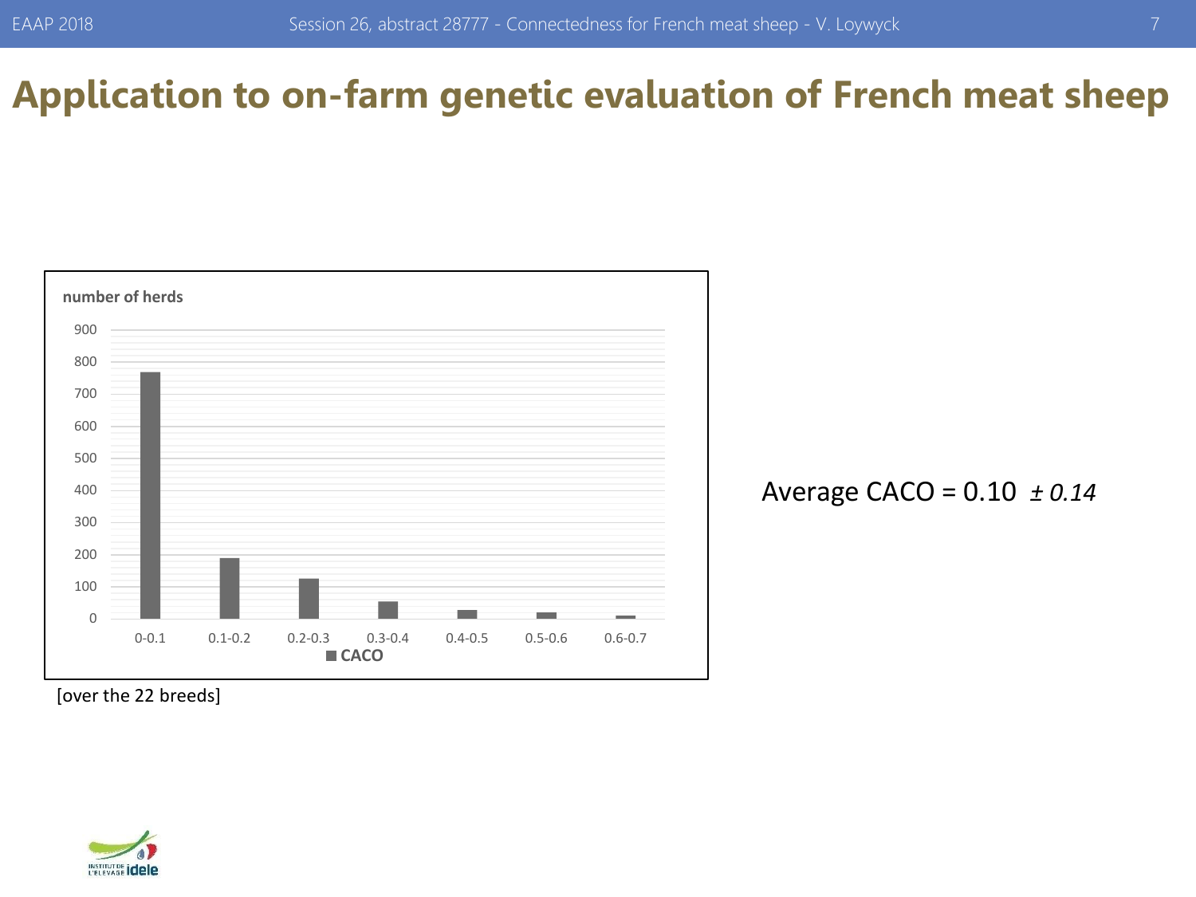# Application to on-farm genetic evaluation of French meat sheep

number of herds

| CACO | number of herds |
|---|---|
| 0-0.1 | ~770 |
| 0.1-0.2 | ~190 |
| 0.2-0.3 | ~125 |
| 0.3-0.4 | ~55 |
| 0.4-0.5 | ~28 |
| 0.5-0.6 | ~20 |
| 0.6-0.7 | ~10 |

[over the 22 breeds]

Average CACO = 0.10 *± 0.14*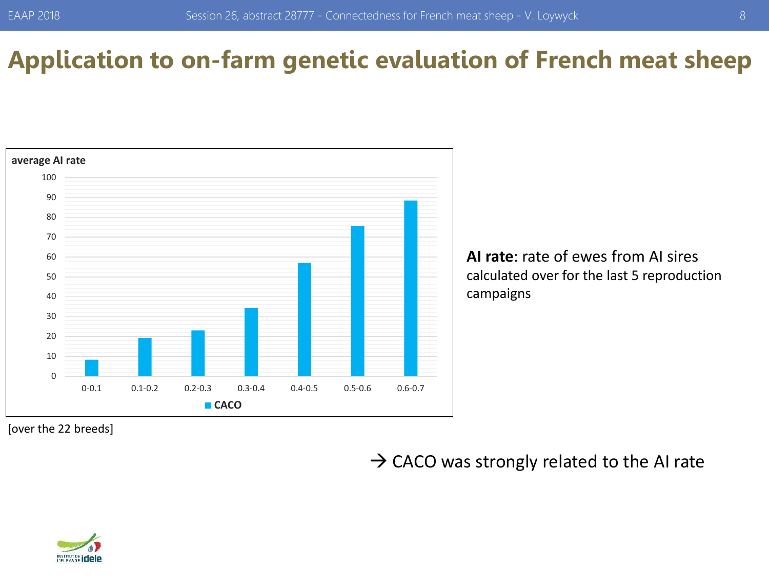# Application to on-farm genetic evaluation of French meat sheep

**average AI rate**

| CACO | average AI rate |
| --- | --- |
| 0-0.1 | ~8 |
| 0.1-0.2 | ~19 |
| 0.2-0.3 | ~23 |
| 0.3-0.4 | ~34 |
| 0.4-0.5 | ~57 |
| 0.5-0.6 | ~76 |
| 0.6-0.7 | ~88 |

[over the 22 breeds]

**AI rate**: rate of ewes from AI sires calculated over for the last 5 reproduction campaigns

→ CACO was strongly related to the AI rate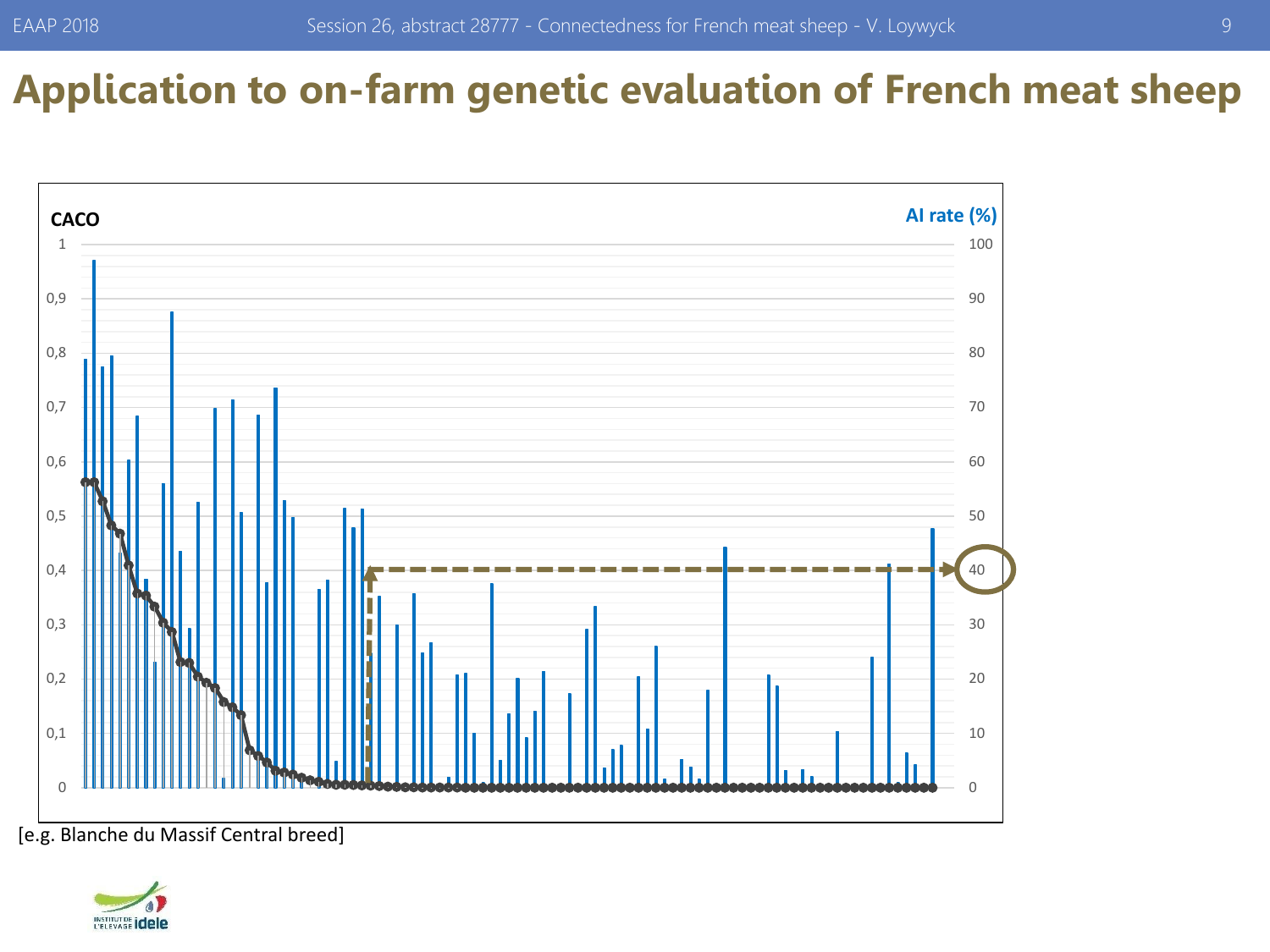# Application to on-farm genetic evaluation of French meat sheep

CACO

AI rate (%)

[e.g. Blanche du Massif Central breed]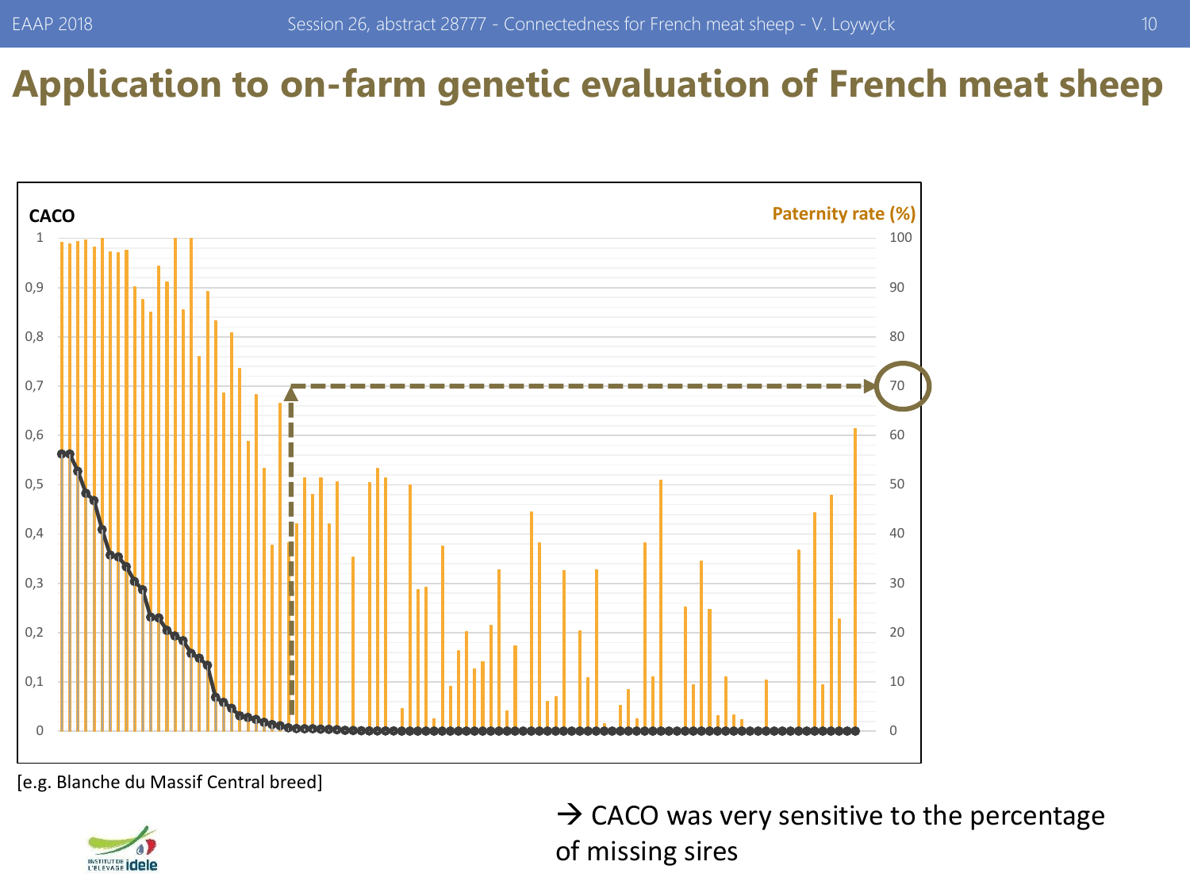# Application to on-farm genetic evaluation of French meat sheep

CACO

Paternity rate (%)

[e.g. Blanche du Massif Central breed]

→ CACO was very sensitive to the percentage of missing sires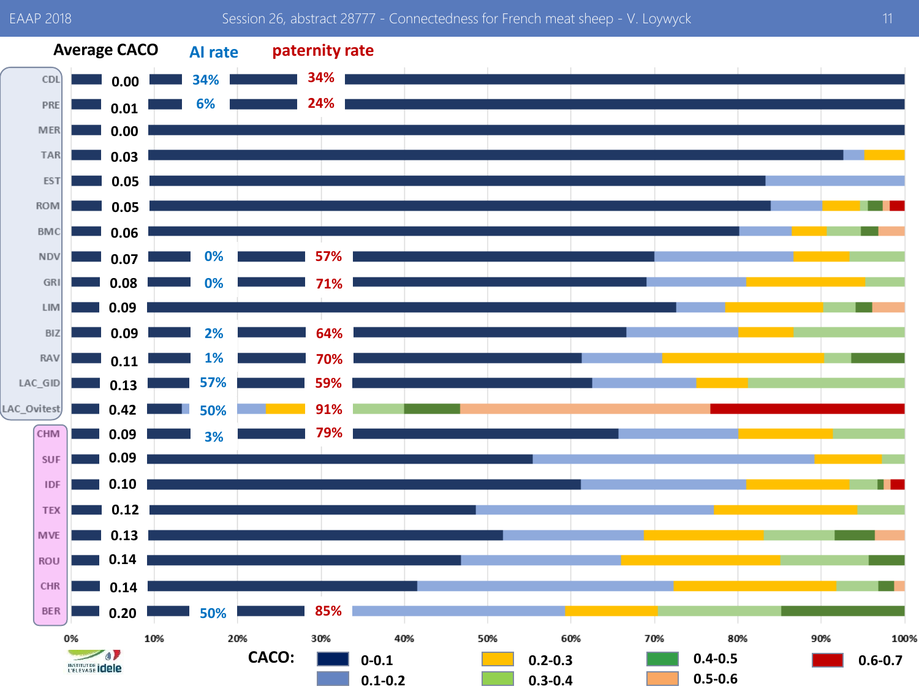| Breed | Average CACO | AI rate | paternity rate |
|---|---|---|---|
| CDL | 0.00 | 34% | 34% |
| PRE | 0.01 | 6% | 24% |
| MER | 0.00 | | |
| TAR | 0.03 | | |
| EST | 0.05 | | |
| ROM | 0.05 | | |
| BMC | 0.06 | | |
| NDV | 0.07 | 0% | 57% |
| GRI | 0.08 | 0% | 71% |
| LIM | 0.09 | | |
| BIZ | 0.09 | 2% | 64% |
| RAV | 0.11 | 1% | 70% |
| LAC_GID | 0.13 | 57% | 59% |
| LAC_Ovitest | 0.42 | 50% | 91% |
| CHM | 0.09 | 3% | 79% |
| SUF | 0.09 | | |
| IDF | 0.10 | | |
| TEX | 0.12 | | |
| MVE | 0.13 | | |
| ROU | 0.14 | | |
| CHR | 0.14 | | |
| BER | 0.20 | 50% | 85% |

0% 10% 20% 30% 40% 50% 60% 70% 80% 90% 100%

CACO: 0-0.1 | 0.1-0.2 | 0.2-0.3 | 0.3-0.4 | 0.4-0.5 | 0.5-0.6 | 0.6-0.7

INSTITUT DE L'ELEVAGE idele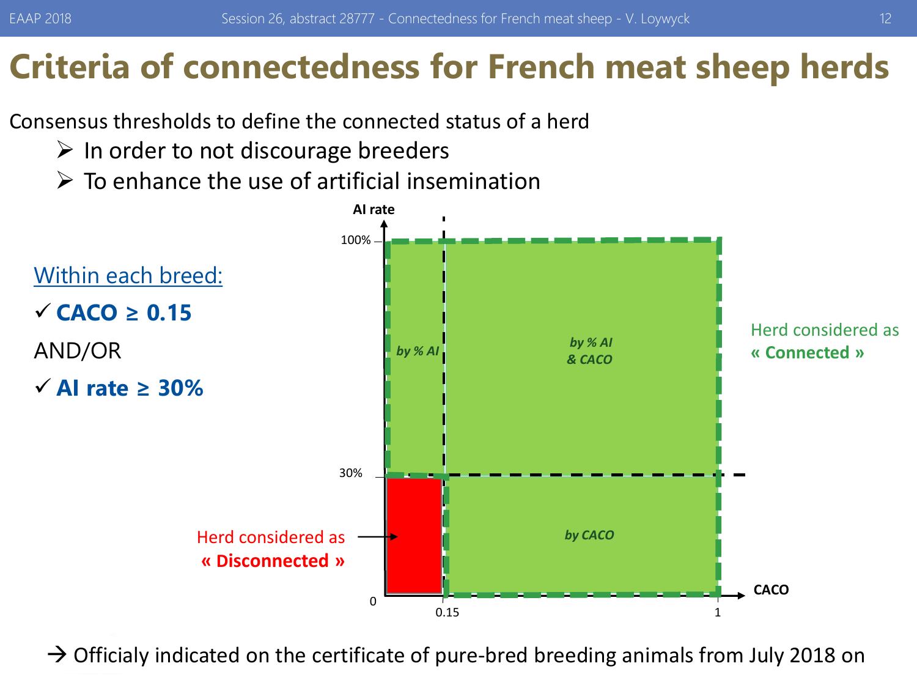# Criteria of connectedness for French meat sheep herds

Consensus thresholds to define the connected status of a herd

- In order to not discourage breeders
- To enhance the use of artificial insemination

Within each breed:

- ✓ **CACO ≥ 0.15**

AND/OR

- ✓ **AI rate ≥ 30%**

AI rate

100%

30%

0

0.15

1

CACO

*by % AI*

*by % AI & CACO*

*by CACO*

Herd considered as **« Connected »**

Herd considered as **« Disconnected »**

→ Officialy indicated on the certificate of pure-bred breeding animals from July 2018 on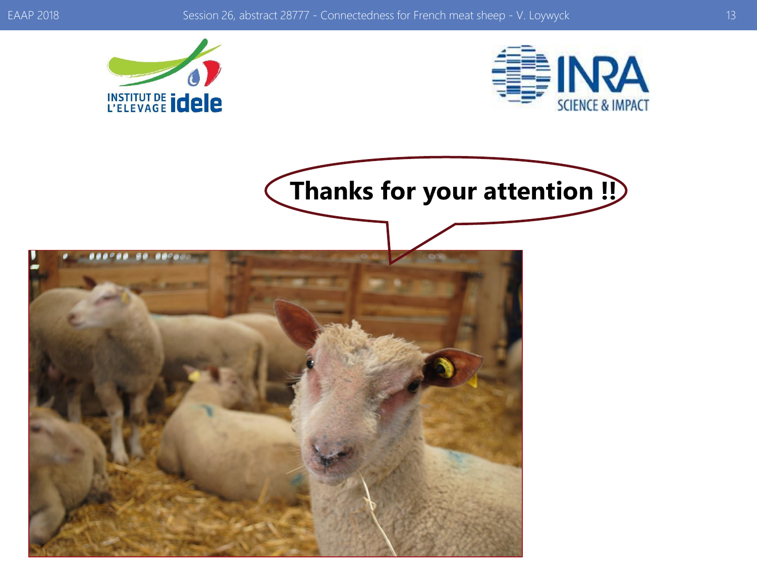Thanks for your attention !!